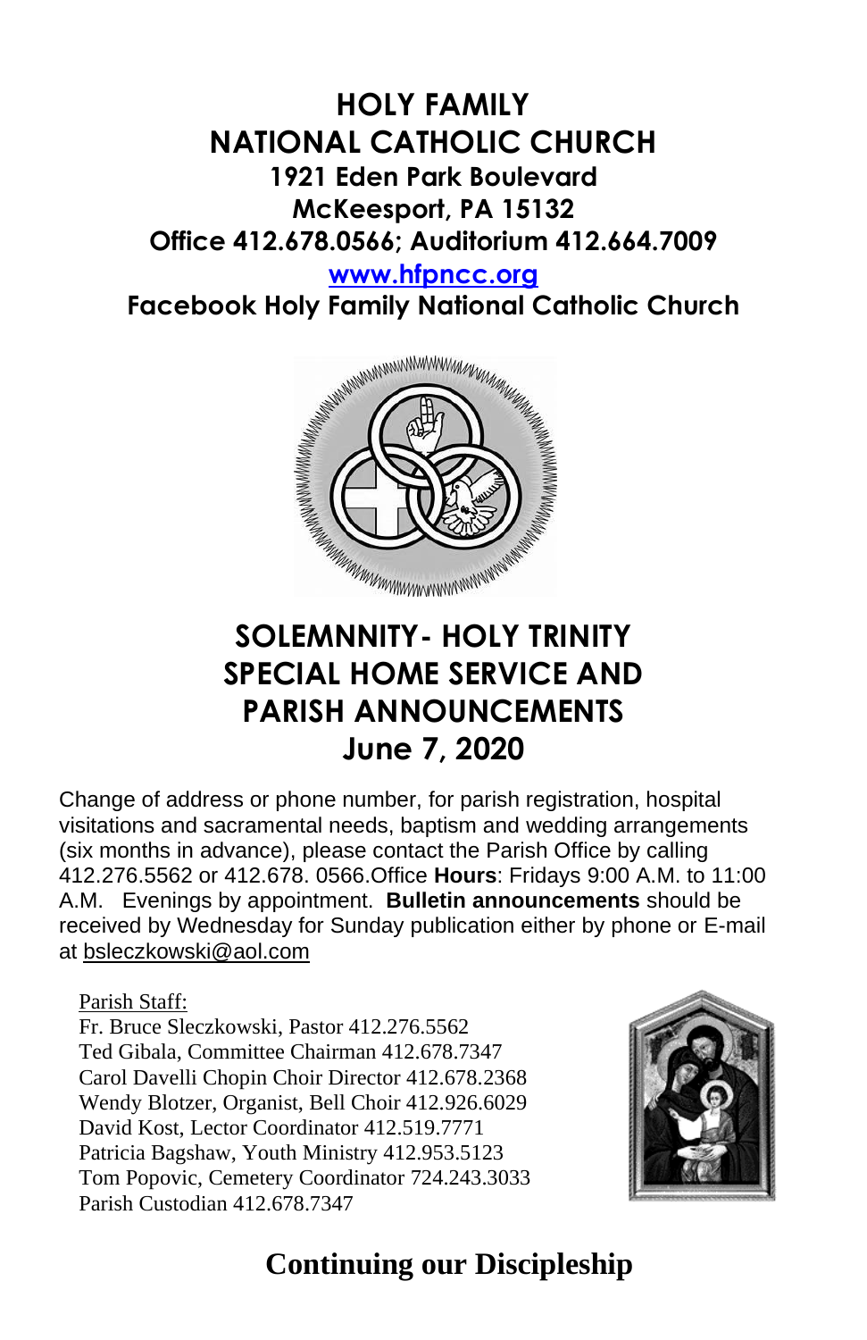# HOLY FAMILY NATIONAL CATHOLIC CHURCH

**1921 Eden Park Boulevard**
**McKeesport, PA 15132**
**Office 412.678.0566; Auditorium 412.664.7009**
**www.hfpncc.org**
**Facebook Holy Family National Catholic Church**

## SOLEMNNITY- HOLY TRINITY SPECIAL HOME SERVICE AND PARISH ANNOUNCEMENTS June 7, 2020

Change of address or phone number, for parish registration, hospital visitations and sacramental needs, baptism and wedding arrangements (six months in advance), please contact the Parish Office by calling 412.276.5562 or 412.678. 0566.Office **Hours**: Fridays 9:00 A.M. to 11:00 A.M. Evenings by appointment. **Bulletin announcements** should be received by Wednesday for Sunday publication either by phone or E-mail at bsleczkowski@aol.com

Parish Staff:
Fr. Bruce Sleczkowski, Pastor 412.276.5562
Ted Gibala, Committee Chairman 412.678.7347
Carol Davelli Chopin Choir Director 412.678.2368
Wendy Blotzer, Organist, Bell Choir 412.926.6029
David Kost, Lector Coordinator 412.519.7771
Patricia Bagshaw, Youth Ministry 412.953.5123
Tom Popovic, Cemetery Coordinator 724.243.3033
Parish Custodian 412.678.7347

## Continuing our Discipleship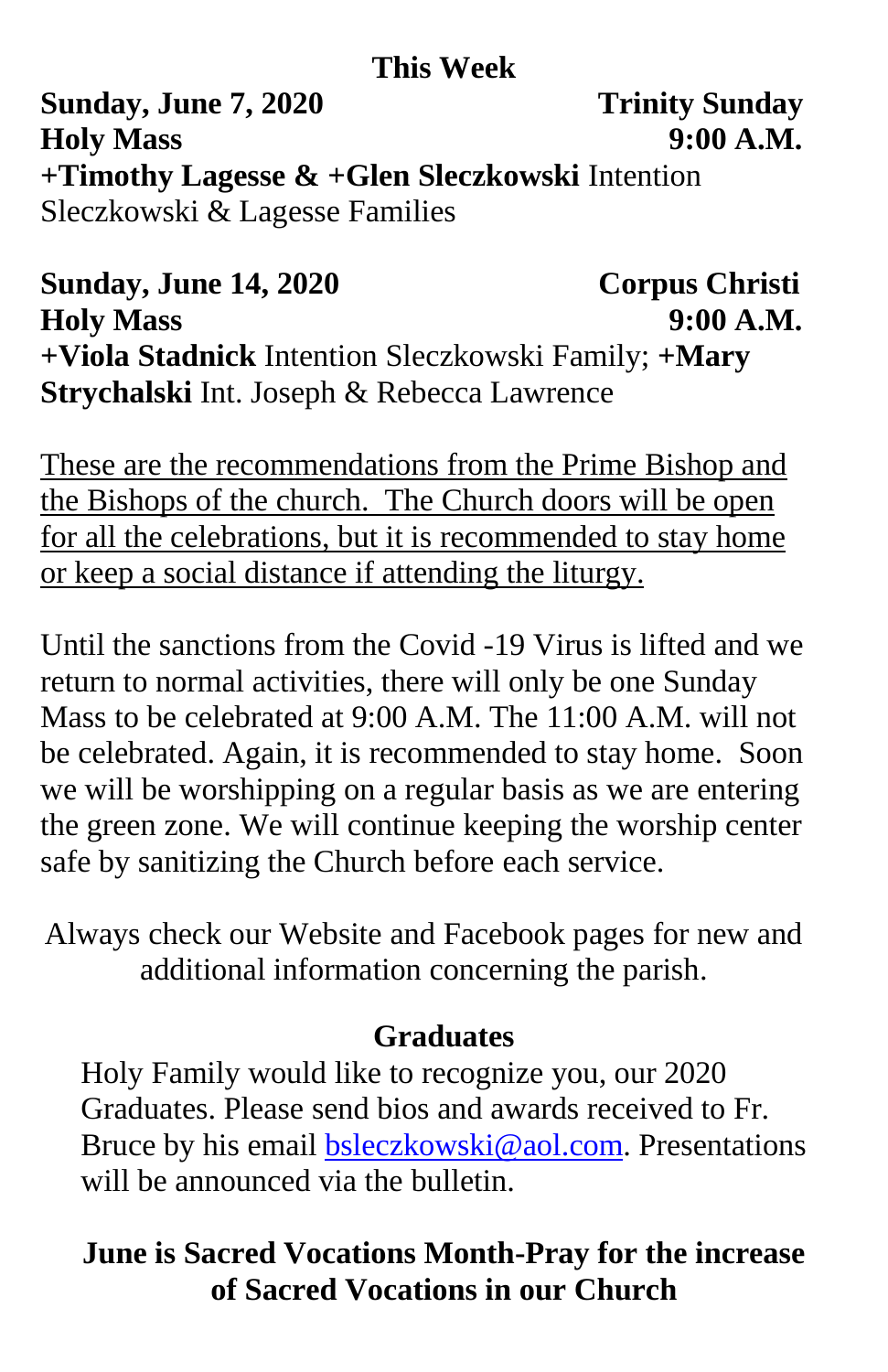## This Week

**Sunday, June 7, 2020** **Trinity Sunday**
**Holy Mass** **9:00 A.M.**
**+Timothy Lagesse & +Glen Sleczkowski** Intention Sleczkowski & Lagesse Families

**Sunday, June 14, 2020** **Corpus Christi**
**Holy Mass** **9:00 A.M.**
**+Viola Stadnick** Intention Sleczkowski Family; **+Mary Strychalski** Int. Joseph & Rebecca Lawrence

<u>These are the recommendations from the Prime Bishop and the Bishops of the church. The Church doors will be open for all the celebrations, but it is recommended to stay home or keep a social distance if attending the liturgy.</u>

Until the sanctions from the Covid -19 Virus is lifted and we return to normal activities, there will only be one Sunday Mass to be celebrated at 9:00 A.M. The 11:00 A.M. will not be celebrated. Again, it is recommended to stay home. Soon we will be worshipping on a regular basis as we are entering the green zone. We will continue keeping the worship center safe by sanitizing the Church before each service.

Always check our Website and Facebook pages for new and additional information concerning the parish.

## Graduates

Holy Family would like to recognize you, our 2020 Graduates. Please send bios and awards received to Fr. Bruce by his email bsleczkowski@aol.com. Presentations will be announced via the bulletin.

**June is Sacred Vocations Month-Pray for the increase of Sacred Vocations in our Church**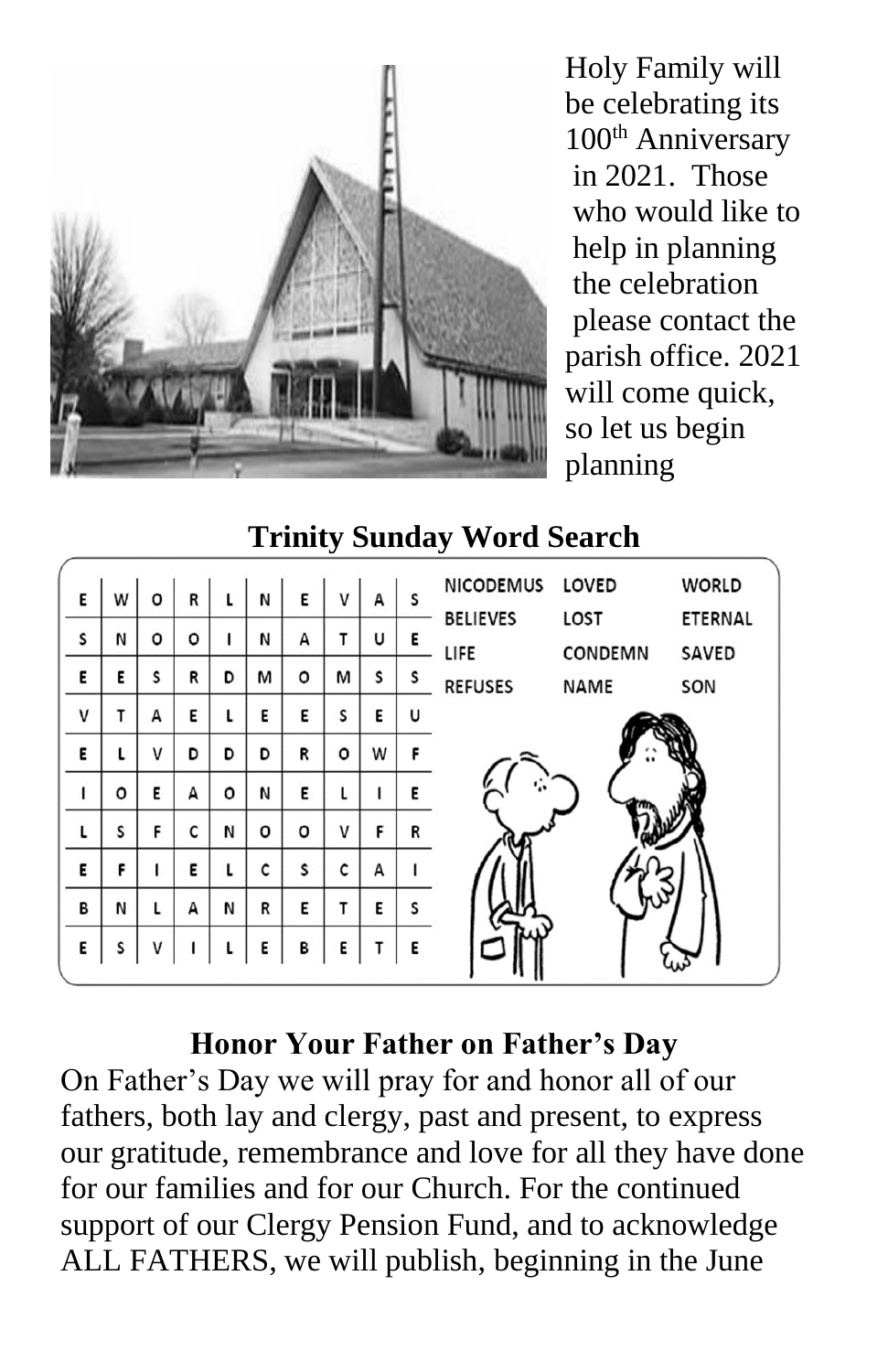Holy Family will be celebrating its 100th Anniversary in 2021. Those who would like to help in planning the celebration please contact the parish office. 2021 will come quick, so let us begin planning

## Trinity Sunday Word Search

| | | | | | | | | | |
|---|---|---|---|---|---|---|---|---|---|
| E | W | O | R | L | N | E | V | A | S |
| S | N | O | O | I | N | A | T | U | E |
| E | E | S | R | D | M | O | M | S | S |
| V | T | A | E | L | E | E | S | E | U |
| E | L | V | D | D | D | R | O | W | F |
| I | O | E | A | O | N | E | L | I | E |
| L | S | F | C | N | O | O | V | F | R |
| E | F | I | E | L | C | S | C | A | I |
| B | N | L | A | N | R | E | T | E | S |
| E | S | V | I | L | E | B | E | T | E |

| | | |
|---|---|---|
| NICODEMUS | LOVED | WORLD |
| BELIEVES | LOST | ETERNAL |
| LIFE | CONDEMN | SAVED |
| REFUSES | NAME | SON |

## Honor Your Father on Father's Day

On Father's Day we will pray for and honor all of our fathers, both lay and clergy, past and present, to express our gratitude, remembrance and love for all they have done for our families and for our Church. For the continued support of our Clergy Pension Fund, and to acknowledge ALL FATHERS, we will publish, beginning in the June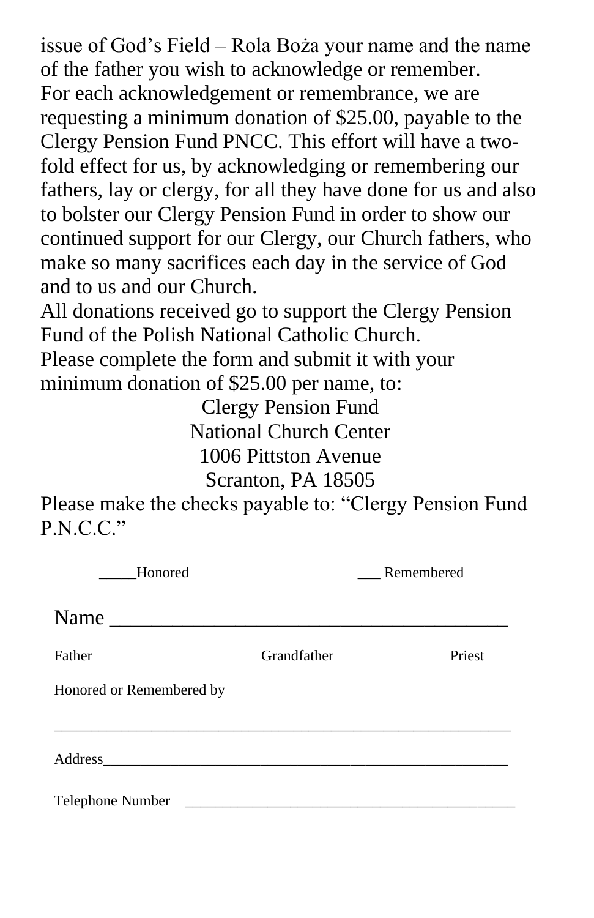issue of God's Field – Rola Boża your name and the name of the father you wish to acknowledge or remember.

For each acknowledgement or remembrance, we are requesting a minimum donation of $25.00, payable to the Clergy Pension Fund PNCC. This effort will have a two-fold effect for us, by acknowledging or remembering our fathers, lay or clergy, for all they have done for us and also to bolster our Clergy Pension Fund in order to show our continued support for our Clergy, our Church fathers, who make so many sacrifices each day in the service of God and to us and our Church.

All donations received go to support the Clergy Pension Fund of the Polish National Catholic Church.

Please complete the form and submit it with your minimum donation of $25.00 per name, to:

Clergy Pension Fund
National Church Center
1006 Pittston Avenue
Scranton, PA 18505

Please make the checks payable to: "Clergy Pension Fund P.N.C.C."

_____Honored ___ Remembered

Name ______________________________________

Father Grandfather Priest

Honored or Remembered by

_______________________________________________________

Address_____________________________________________________

Telephone Number ___________________________________________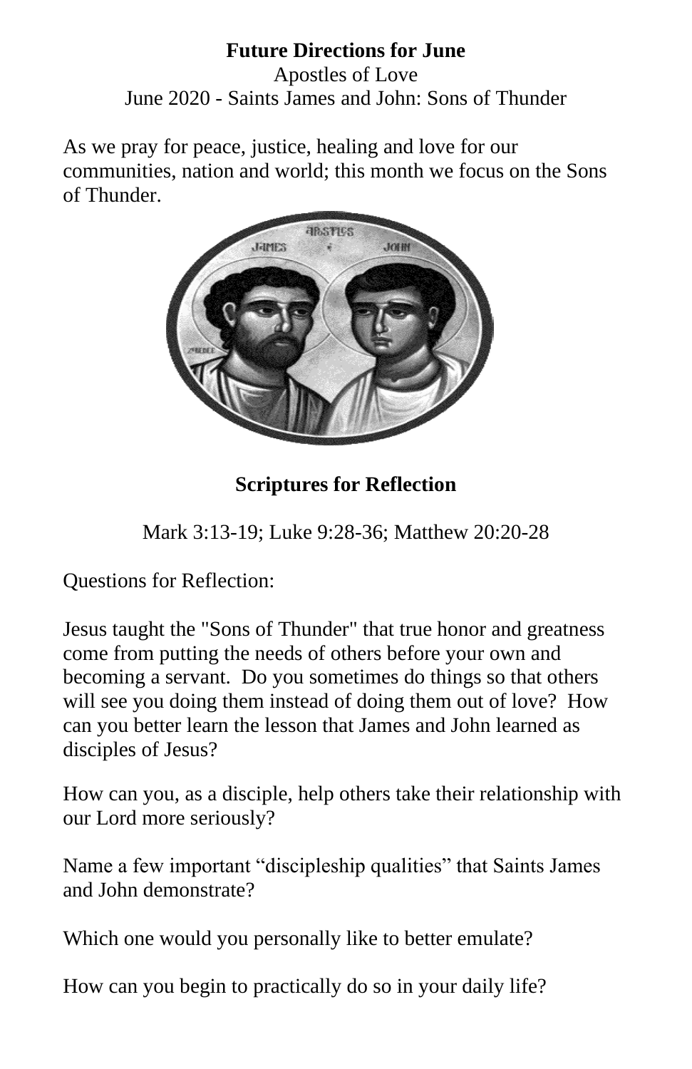**Future Directions for June**

Apostles of Love

June 2020 - Saints James and John: Sons of Thunder

As we pray for peace, justice, healing and love for our communities, nation and world; this month we focus on the Sons of Thunder.

**Scriptures for Reflection**

Mark 3:13-19; Luke 9:28-36; Matthew 20:20-28

Questions for Reflection:

Jesus taught the "Sons of Thunder" that true honor and greatness come from putting the needs of others before your own and becoming a servant. Do you sometimes do things so that others will see you doing them instead of doing them out of love? How can you better learn the lesson that James and John learned as disciples of Jesus?

How can you, as a disciple, help others take their relationship with our Lord more seriously?

Name a few important "discipleship qualities" that Saints James and John demonstrate?

Which one would you personally like to better emulate?

How can you begin to practically do so in your daily life?